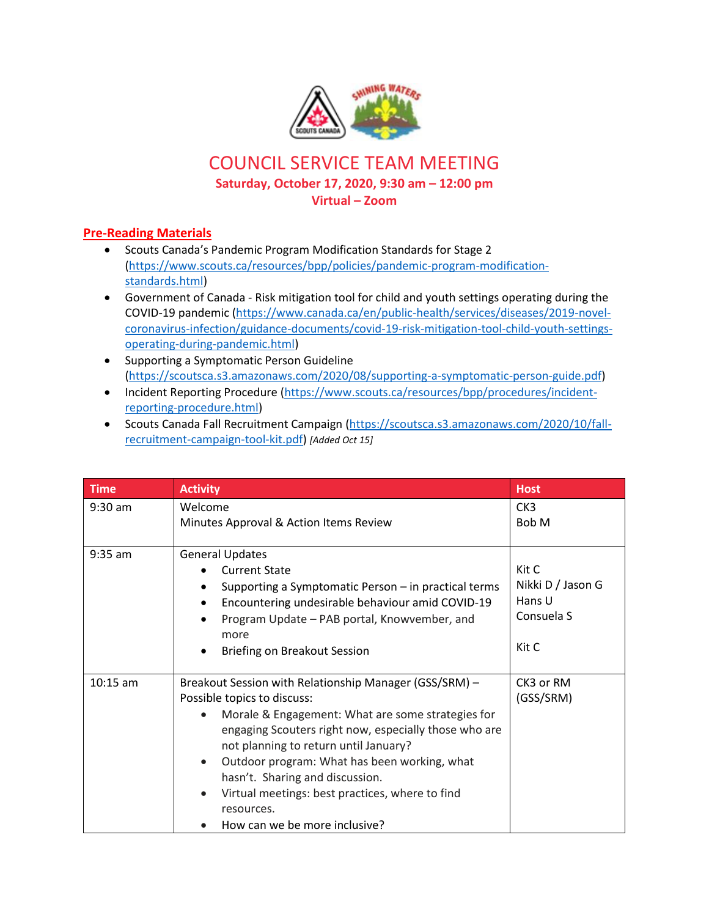# COUNCIL SERVICE TEAM MEETING

**Saturday, October 17, 2020, 9:30 am – 12:00 pm**

**Virtual – Zoom**

## Pre-Reading Materials

- Scouts Canada's Pandemic Program Modification Standards for Stage 2 (https://www.scouts.ca/resources/bpp/policies/pandemic-program-modification-standards.html)
- Government of Canada - Risk mitigation tool for child and youth settings operating during the COVID-19 pandemic (https://www.canada.ca/en/public-health/services/diseases/2019-novel-coronavirus-infection/guidance-documents/covid-19-risk-mitigation-tool-child-youth-settings-operating-during-pandemic.html)
- Supporting a Symptomatic Person Guideline (https://scoutsca.s3.amazonaws.com/2020/08/supporting-a-symptomatic-person-guide.pdf)
- Incident Reporting Procedure (https://www.scouts.ca/resources/bpp/procedures/incident-reporting-procedure.html)
- Scouts Canada Fall Recruitment Campaign (https://scoutsca.s3.amazonaws.com/2020/10/fall-recruitment-campaign-tool-kit.pdf) *[Added Oct 15]*

| Time | Activity | Host |
|---|---|---|
| 9:30 am | Welcome<br>Minutes Approval & Action Items Review | CK3<br>Bob M |
| 9:35 am | General Updates<br>• Current State<br>• Supporting a Symptomatic Person – in practical terms<br>• Encountering undesirable behaviour amid COVID-19<br>• Program Update – PAB portal, Knowvember, and more<br>• Briefing on Breakout Session | <br>Kit C<br>Nikki D / Jason G<br>Hans U<br>Consuela S<br><br>Kit C |
| 10:15 am | Breakout Session with Relationship Manager (GSS/SRM) – Possible topics to discuss:<br>• Morale & Engagement: What are some strategies for engaging Scouters right now, especially those who are not planning to return until January?<br>• Outdoor program: What has been working, what hasn't. Sharing and discussion.<br>• Virtual meetings: best practices, where to find resources.<br>• How can we be more inclusive? | CK3 or RM (GSS/SRM) |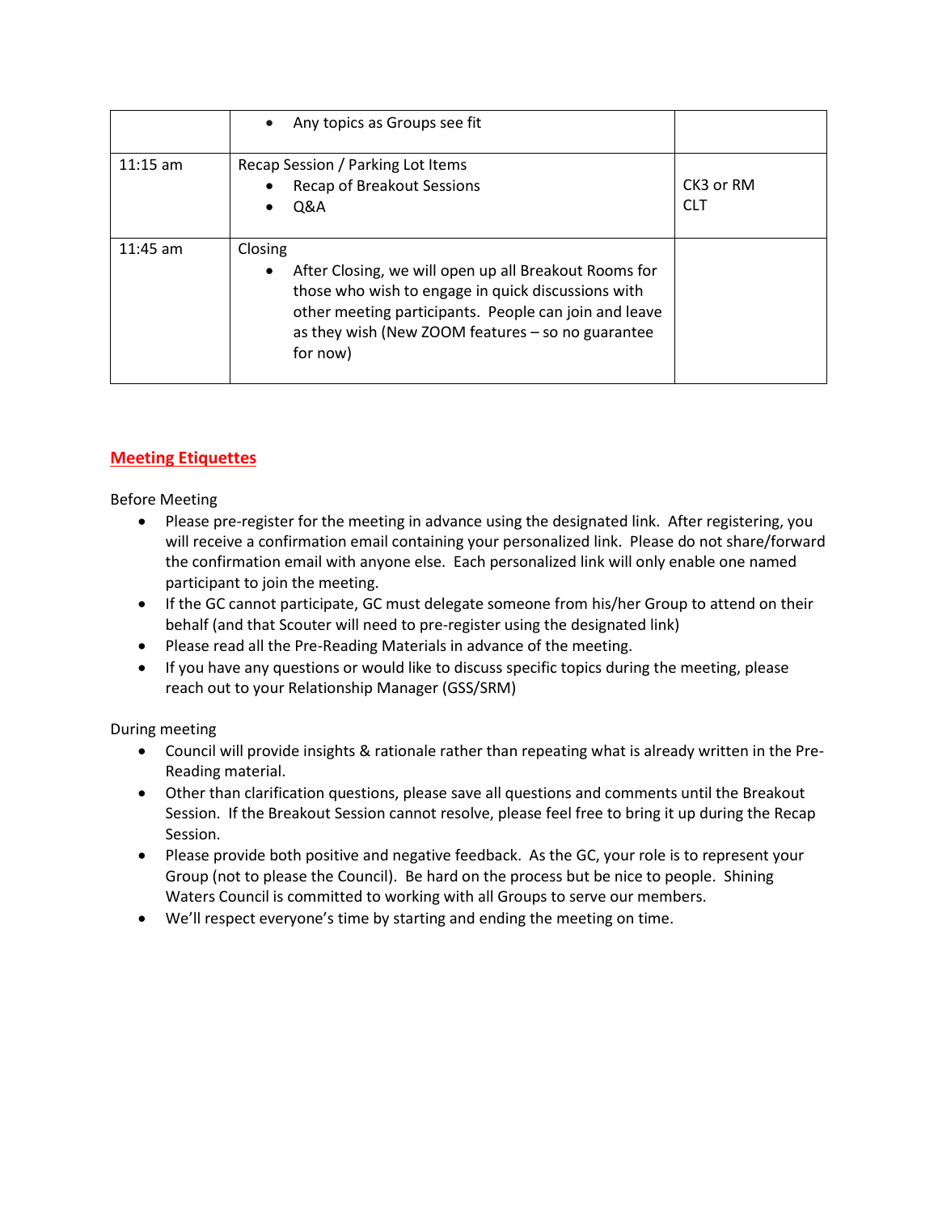| | | |
|---|---|---|
| | • Any topics as Groups see fit | |
| 11:15 am | Recap Session / Parking Lot Items<br>• Recap of Breakout Sessions<br>• Q&A | CK3 or RM<br>CLT |
| 11:45 am | Closing<br>• After Closing, we will open up all Breakout Rooms for those who wish to engage in quick discussions with other meeting participants. People can join and leave as they wish (New ZOOM features – so no guarantee for now) | |

## Meeting Etiquettes

Before Meeting

- Please pre-register for the meeting in advance using the designated link. After registering, you will receive a confirmation email containing your personalized link. Please do not share/forward the confirmation email with anyone else. Each personalized link will only enable one named participant to join the meeting.
- If the GC cannot participate, GC must delegate someone from his/her Group to attend on their behalf (and that Scouter will need to pre-register using the designated link)
- Please read all the Pre-Reading Materials in advance of the meeting.
- If you have any questions or would like to discuss specific topics during the meeting, please reach out to your Relationship Manager (GSS/SRM)

During meeting

- Council will provide insights & rationale rather than repeating what is already written in the Pre-Reading material.
- Other than clarification questions, please save all questions and comments until the Breakout Session. If the Breakout Session cannot resolve, please feel free to bring it up during the Recap Session.
- Please provide both positive and negative feedback. As the GC, your role is to represent your Group (not to please the Council). Be hard on the process but be nice to people. Shining Waters Council is committed to working with all Groups to serve our members.
- We'll respect everyone's time by starting and ending the meeting on time.